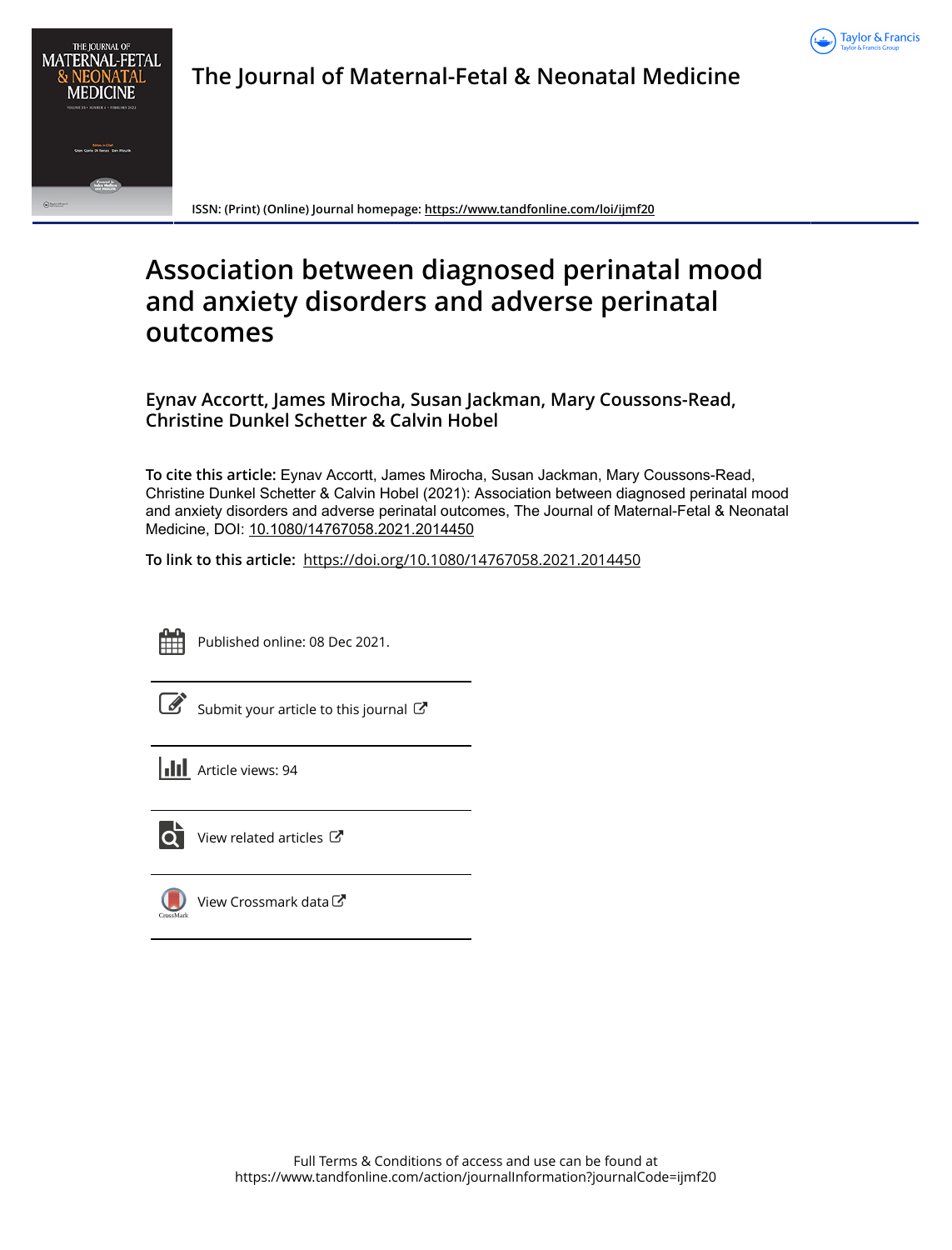# The Journal of Maternal-Fetal & Neonatal Medicine

ISSN: (Print) (Online) Journal homepage: https://www.tandfonline.com/loi/ijmf20

# Association between diagnosed perinatal mood and anxiety disorders and adverse perinatal outcomes

**Eynav Accortt, James Mirocha, Susan Jackman, Mary Coussons-Read, Christine Dunkel Schetter & Calvin Hobel**

**To cite this article:** Eynav Accortt, James Mirocha, Susan Jackman, Mary Coussons-Read, Christine Dunkel Schetter & Calvin Hobel (2021): Association between diagnosed perinatal mood and anxiety disorders and adverse perinatal outcomes, The Journal of Maternal-Fetal & Neonatal Medicine, DOI: 10.1080/14767058.2021.2014450

**To link to this article:** https://doi.org/10.1080/14767058.2021.2014450

Published online: 08 Dec 2021.

Submit your article to this journal

Article views: 94

View related articles

View Crossmark data

Full Terms & Conditions of access and use can be found at https://www.tandfonline.com/action/journalInformation?journalCode=ijmf20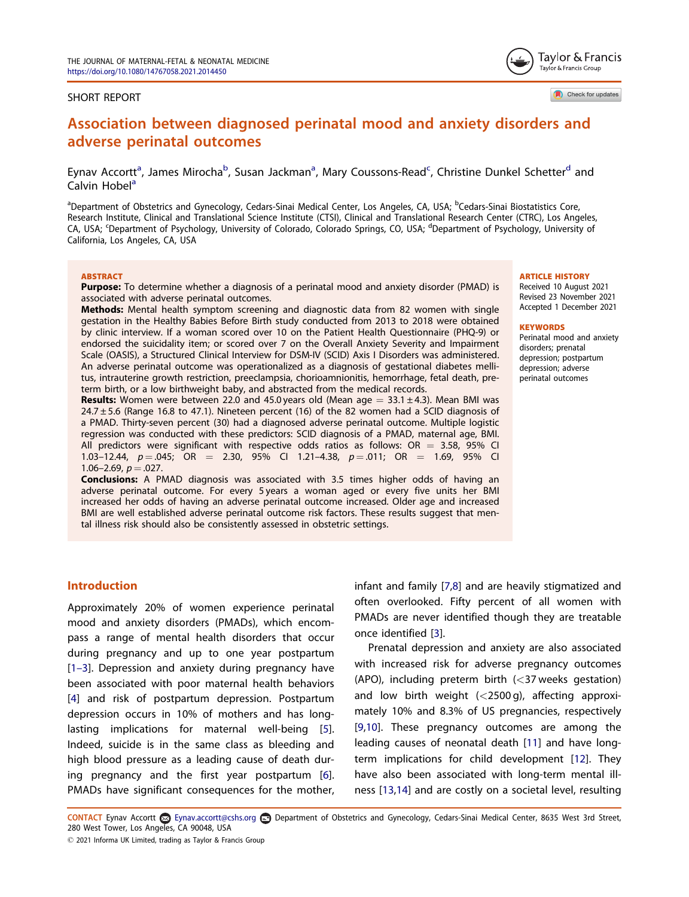# Association between diagnosed perinatal mood and anxiety disorders and adverse perinatal outcomes

SHORT REPORT

Eynav Accortt[a], James Mirocha[b], Susan Jackman[a], Mary Coussons-Read[c], Christine Dunkel Schetter[d] and Calvin Hobel[a]

[a]Department of Obstetrics and Gynecology, Cedars-Sinai Medical Center, Los Angeles, CA, USA; [b]Cedars-Sinai Biostatistics Core, Research Institute, Clinical and Translational Science Institute (CTSI), Clinical and Translational Research Center (CTRC), Los Angeles, CA, USA; [c]Department of Psychology, University of Colorado, Colorado Springs, CO, USA; [d]Department of Psychology, University of California, Los Angeles, CA, USA

## ABSTRACT

**Purpose:** To determine whether a diagnosis of a perinatal mood and anxiety disorder (PMAD) is associated with adverse perinatal outcomes.

**Methods:** Mental health symptom screening and diagnostic data from 82 women with single gestation in the Healthy Babies Before Birth study conducted from 2013 to 2018 were obtained by clinic interview. If a woman scored over 10 on the Patient Health Questionnaire (PHQ-9) or endorsed the suicidality item; or scored over 7 on the Overall Anxiety Severity and Impairment Scale (OASIS), a Structured Clinical Interview for DSM-IV (SCID) Axis I Disorders was administered. An adverse perinatal outcome was operationalized as a diagnosis of gestational diabetes mellitus, intrauterine growth restriction, preeclampsia, chorioamnionitis, hemorrhage, fetal death, preterm birth, or a low birthweight baby, and abstracted from the medical records.

**Results:** Women were between 22.0 and 45.0 years old (Mean age = 33.1 ± 4.3). Mean BMI was 24.7 ± 5.6 (Range 16.8 to 47.1). Nineteen percent (16) of the 82 women had a SCID diagnosis of a PMAD. Thirty-seven percent (30) had a diagnosed adverse perinatal outcome. Multiple logistic regression was conducted with these predictors: SCID diagnosis of a PMAD, maternal age, BMI. All predictors were significant with respective odds ratios as follows: OR = 3.58, 95% CI 1.03–12.44, $p = .045$; OR = 2.30, 95% CI 1.21–4.38, $p = .011$; OR = 1.69, 95% CI 1.06–2.69, $p = .027$.

**Conclusions:** A PMAD diagnosis was associated with 3.5 times higher odds of having an adverse perinatal outcome. For every 5 years a woman aged or every five units her BMI increased her odds of having an adverse perinatal outcome increased. Older age and increased BMI are well established adverse perinatal outcome risk factors. These results suggest that mental illness risk should also be consistently assessed in obstetric settings.

**ARTICLE HISTORY**
Received 10 August 2021
Revised 23 November 2021
Accepted 1 December 2021

**KEYWORDS**
Perinatal mood and anxiety disorders; prenatal depression; postpartum depression; adverse perinatal outcomes

## Introduction

Approximately 20% of women experience perinatal mood and anxiety disorders (PMADs), which encompass a range of mental health disorders that occur during pregnancy and up to one year postpartum [1–3]. Depression and anxiety during pregnancy have been associated with poor maternal health behaviors [4] and risk of postpartum depression. Postpartum depression occurs in 10% of mothers and has long-lasting implications for maternal well-being [5]. Indeed, suicide is in the same class as bleeding and high blood pressure as a leading cause of death during pregnancy and the first year postpartum [6]. PMADs have significant consequences for the mother, infant and family [7,8] and are heavily stigmatized and often overlooked. Fifty percent of all women with PMADs are never identified though they are treatable once identified [3].

Prenatal depression and anxiety are also associated with increased risk for adverse pregnancy outcomes (APO), including preterm birth (<37 weeks gestation) and low birth weight (<2500 g), affecting approximately 10% and 8.3% of US pregnancies, respectively [9,10]. These pregnancy outcomes are among the leading causes of neonatal death [11] and have long-term implications for child development [12]. They have also been associated with long-term mental illness [13,14] and are costly on a societal level, resulting

**CONTACT** Eynav Accortt Eynav.accortt@cshs.org Department of Obstetrics and Gynecology, Cedars-Sinai Medical Center, 8635 West 3rd Street, 280 West Tower, Los Angeles, CA 90048, USA

© 2021 Informa UK Limited, trading as Taylor & Francis Group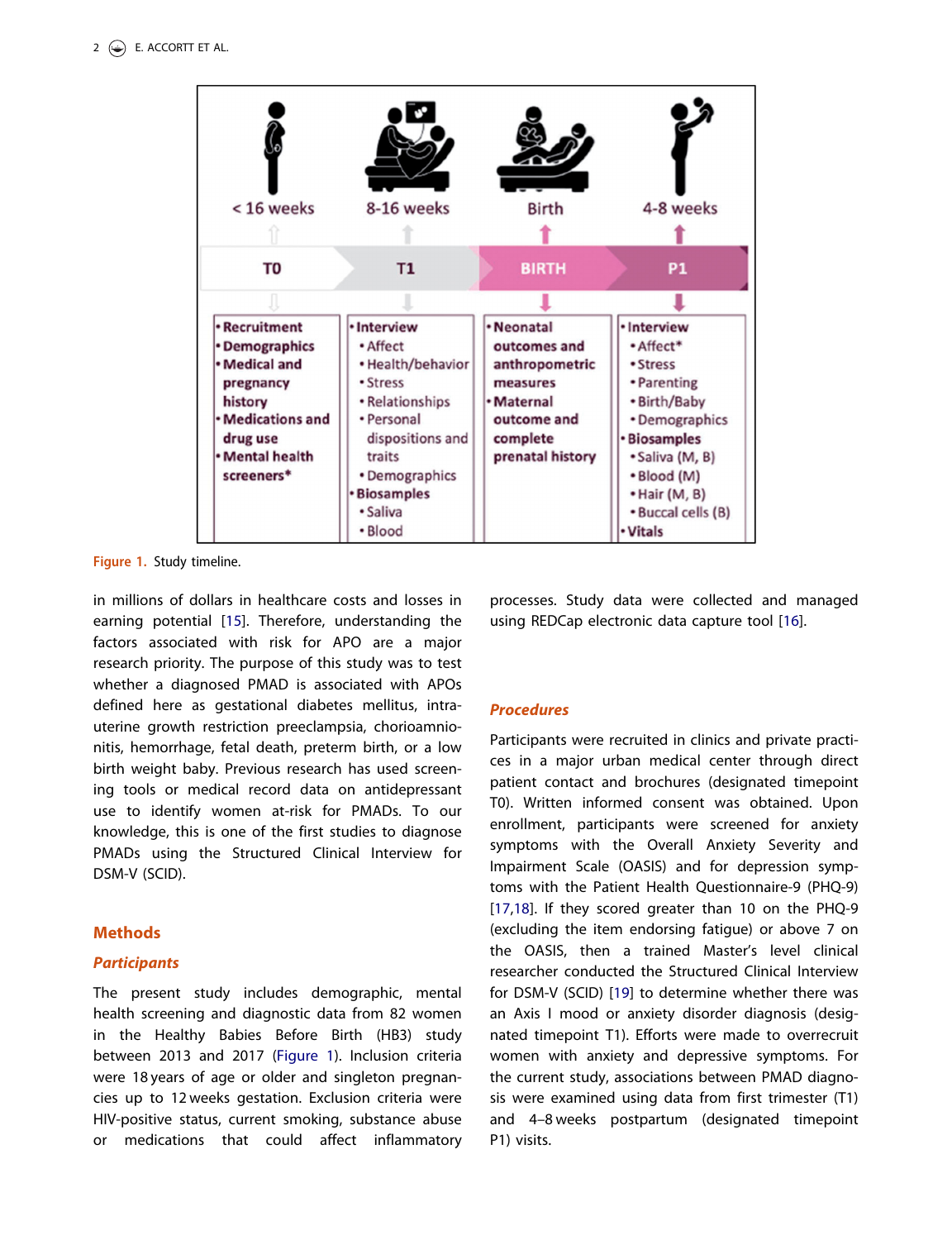Figure 1. Study timeline.

in millions of dollars in healthcare costs and losses in earning potential [15]. Therefore, understanding the factors associated with risk for APO are a major research priority. The purpose of this study was to test whether a diagnosed PMAD is associated with APOs defined here as gestational diabetes mellitus, intrauterine growth restriction preeclampsia, chorioamnionitis, hemorrhage, fetal death, preterm birth, or a low birth weight baby. Previous research has used screening tools or medical record data on antidepressant use to identify women at-risk for PMADs. To our knowledge, this is one of the first studies to diagnose PMADs using the Structured Clinical Interview for DSM-V (SCID).

## Methods

### Participants

The present study includes demographic, mental health screening and diagnostic data from 82 women in the Healthy Babies Before Birth (HB3) study between 2013 and 2017 (Figure 1). Inclusion criteria were 18 years of age or older and singleton pregnancies up to 12 weeks gestation. Exclusion criteria were HIV-positive status, current smoking, substance abuse or medications that could affect inflammatory processes. Study data were collected and managed using REDCap electronic data capture tool [16].

### Procedures

Participants were recruited in clinics and private practices in a major urban medical center through direct patient contact and brochures (designated timepoint T0). Written informed consent was obtained. Upon enrollment, participants were screened for anxiety symptoms with the Overall Anxiety Severity and Impairment Scale (OASIS) and for depression symptoms with the Patient Health Questionnaire-9 (PHQ-9) [17,18]. If they scored greater than 10 on the PHQ-9 (excluding the item endorsing fatigue) or above 7 on the OASIS, then a trained Master's level clinical researcher conducted the Structured Clinical Interview for DSM-V (SCID) [19] to determine whether there was an Axis I mood or anxiety disorder diagnosis (designated timepoint T1). Efforts were made to overrecruit women with anxiety and depressive symptoms. For the current study, associations between PMAD diagnosis were examined using data from first trimester (T1) and 4–8 weeks postpartum (designated timepoint P1) visits.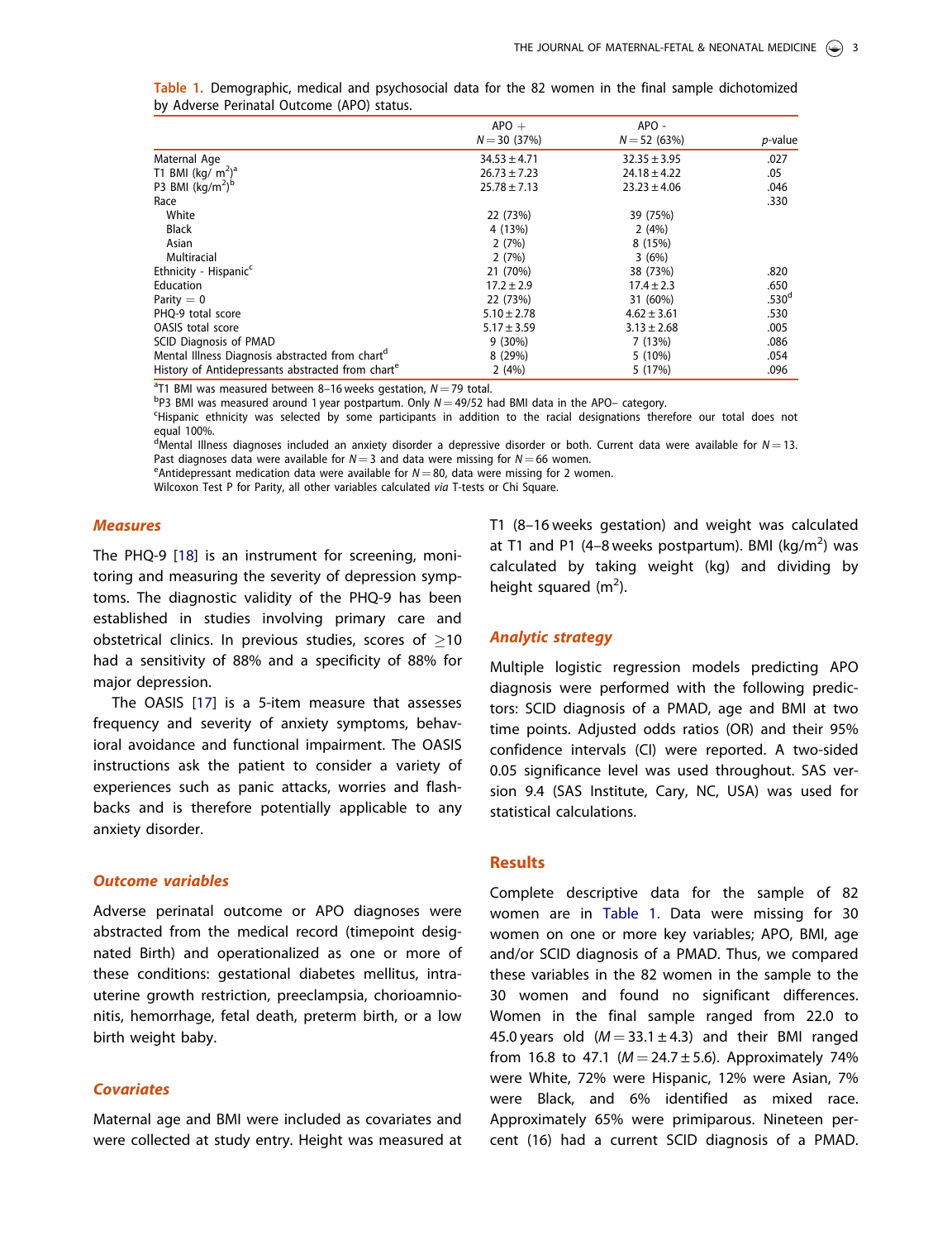**Table 1.** Demographic, medical and psychosocial data for the 82 women in the final sample dichotomized by Adverse Perinatal Outcome (APO) status.

| | APO + $N = 30$ (37%) | APO - $N = 52$ (63%) | *p*-value |
|---|---|---|---|
| Maternal Age | $34.53 \pm 4.71$ | $32.35 \pm 3.95$ | .027 |
| T1 BMI (kg/ m$^2$)[a] | $26.73 \pm 7.23$ | $24.18 \pm 4.22$ | .05 |
| P3 BMI (kg/m$^2$)[b] | $25.78 \pm 7.13$ | $23.23 \pm 4.06$ | .046 |
| Race | | | .330 |
| White | 22 (73%) | 39 (75%) | |
| Black | 4 (13%) | 2 (4%) | |
| Asian | 2 (7%) | 8 (15%) | |
| Multiracial | 2 (7%) | 3 (6%) | |
| Ethnicity - Hispanic[c] | 21 (70%) | 38 (73%) | .820 |
| Education | $17.2 \pm 2.9$ | $17.4 \pm 2.3$ | .650 |
| Parity = 0 | 22 (73%) | 31 (60%) | .530[d] |
| PHQ-9 total score | $5.10 \pm 2.78$ | $4.62 \pm 3.61$ | .530 |
| OASIS total score | $5.17 \pm 3.59$ | $3.13 \pm 2.68$ | .005 |
| SCID Diagnosis of PMAD | 9 (30%) | 7 (13%) | .086 |
| Mental Illness Diagnosis abstracted from chart[d] | 8 (29%) | 5 (10%) | .054 |
| History of Antidepressants abstracted from chart[e] | 2 (4%) | 5 (17%) | .096 |

[a]T1 BMI was measured between 8–16 weeks gestation, $N = 79$ total.
[b]P3 BMI was measured around 1 year postpartum. Only $N = 49/52$ had BMI data in the APO– category.
[c]Hispanic ethnicity was selected by some participants in addition to the racial designations therefore our total does not equal 100%.
[d]Mental Illness diagnoses included an anxiety disorder a depressive disorder or both. Current data were available for $N = 13$. Past diagnoses data were available for $N = 3$ and data were missing for $N = 66$ women.
[e]Antidepressant medication data were available for $N = 80$, data were missing for 2 women.
Wilcoxon Test P for Parity, all other variables calculated *via* T-tests or Chi Square.

### *Measures*

The PHQ-9 [18] is an instrument for screening, monitoring and measuring the severity of depression symptoms. The diagnostic validity of the PHQ-9 has been established in studies involving primary care and obstetrical clinics. In previous studies, scores of $\geq 10$ had a sensitivity of 88% and a specificity of 88% for major depression.

The OASIS [17] is a 5-item measure that assesses frequency and severity of anxiety symptoms, behavioral avoidance and functional impairment. The OASIS instructions ask the patient to consider a variety of experiences such as panic attacks, worries and flashbacks and is therefore potentially applicable to any anxiety disorder.

### *Outcome variables*

Adverse perinatal outcome or APO diagnoses were abstracted from the medical record (timepoint designated Birth) and operationalized as one or more of these conditions: gestational diabetes mellitus, intrauterine growth restriction, preeclampsia, chorioamnionitis, hemorrhage, fetal death, preterm birth, or a low birth weight baby.

### *Covariates*

Maternal age and BMI were included as covariates and were collected at study entry. Height was measured at T1 (8–16 weeks gestation) and weight was calculated at T1 and P1 (4–8 weeks postpartum). BMI (kg/m$^2$) was calculated by taking weight (kg) and dividing by height squared (m$^2$).

### *Analytic strategy*

Multiple logistic regression models predicting APO diagnosis were performed with the following predictors: SCID diagnosis of a PMAD, age and BMI at two time points. Adjusted odds ratios (OR) and their 95% confidence intervals (CI) were reported. A two-sided 0.05 significance level was used throughout. SAS version 9.4 (SAS Institute, Cary, NC, USA) was used for statistical calculations.

## Results

Complete descriptive data for the sample of 82 women are in Table 1. Data were missing for 30 women on one or more key variables; APO, BMI, age and/or SCID diagnosis of a PMAD. Thus, we compared these variables in the 82 women in the sample to the 30 women and found no significant differences. Women in the final sample ranged from 22.0 to 45.0 years old ($M = 33.1 \pm 4.3$) and their BMI ranged from 16.8 to 47.1 ($M = 24.7 \pm 5.6$). Approximately 74% were White, 72% were Hispanic, 12% were Asian, 7% were Black, and 6% identified as mixed race. Approximately 65% were primiparous. Nineteen percent (16) had a current SCID diagnosis of a PMAD.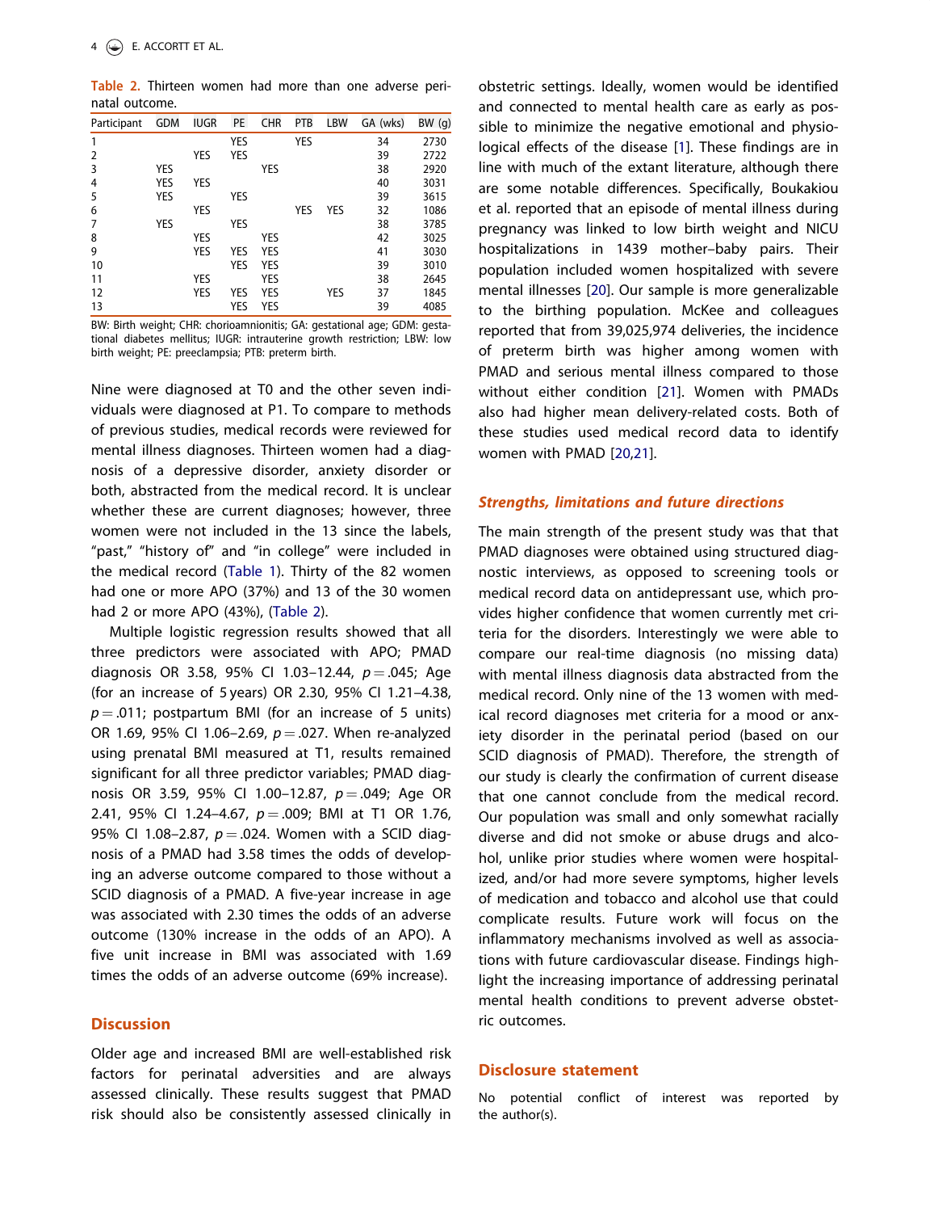**Table 2.** Thirteen women had more than one adverse perinatal outcome.

| Participant | GDM | IUGR | PE | CHR | PTB | LBW | GA (wks) | BW (g) |
|---|---|---|---|---|---|---|---|---|
| 1 | | | YES | | YES | | 34 | 2730 |
| 2 | | YES | YES | | | | 39 | 2722 |
| 3 | YES | | | YES | | | 38 | 2920 |
| 4 | YES | YES | | | | | 40 | 3031 |
| 5 | YES | | YES | | | | 39 | 3615 |
| 6 | | YES | | | YES | YES | 32 | 1086 |
| 7 | YES | | YES | | | | 38 | 3785 |
| 8 | | YES | | YES | | | 42 | 3025 |
| 9 | | YES | YES | YES | | | 41 | 3030 |
| 10 | | | YES | YES | | | 39 | 3010 |
| 11 | | YES | | YES | | | 38 | 2645 |
| 12 | | YES | YES | YES | | YES | 37 | 1845 |
| 13 | | | YES | YES | | | 39 | 4085 |

BW: Birth weight; CHR: chorioamnionitis; GA: gestational age; GDM: gestational diabetes mellitus; IUGR: intrauterine growth restriction; LBW: low birth weight; PE: preeclampsia; PTB: preterm birth.

Nine were diagnosed at T0 and the other seven individuals were diagnosed at P1. To compare to methods of previous studies, medical records were reviewed for mental illness diagnoses. Thirteen women had a diagnosis of a depressive disorder, anxiety disorder or both, abstracted from the medical record. It is unclear whether these are current diagnoses; however, three women were not included in the 13 since the labels, "past," "history of" and "in college" were included in the medical record (Table 1). Thirty of the 82 women had one or more APO (37%) and 13 of the 30 women had 2 or more APO (43%), (Table 2).

Multiple logistic regression results showed that all three predictors were associated with APO; PMAD diagnosis OR 3.58, 95% CI 1.03–12.44, $p = .045$; Age (for an increase of 5 years) OR 2.30, 95% CI 1.21–4.38, $p = .011$; postpartum BMI (for an increase of 5 units) OR 1.69, 95% CI 1.06–2.69, $p = .027$. When re-analyzed using prenatal BMI measured at T1, results remained significant for all three predictor variables; PMAD diagnosis OR 3.59, 95% CI 1.00–12.87, $p = .049$; Age OR 2.41, 95% CI 1.24–4.67, $p = .009$; BMI at T1 OR 1.76, 95% CI 1.08–2.87, $p = .024$. Women with a SCID diagnosis of a PMAD had 3.58 times the odds of developing an adverse outcome compared to those without a SCID diagnosis of a PMAD. A five-year increase in age was associated with 2.30 times the odds of an adverse outcome (130% increase in the odds of an APO). A five unit increase in BMI was associated with 1.69 times the odds of an adverse outcome (69% increase).

## Discussion

Older age and increased BMI are well-established risk factors for perinatal adversities and are always assessed clinically. These results suggest that PMAD risk should also be consistently assessed clinically in obstetric settings. Ideally, women would be identified and connected to mental health care as early as possible to minimize the negative emotional and physiological effects of the disease [1]. These findings are in line with much of the extant literature, although there are some notable differences. Specifically, Boukakiou et al. reported that an episode of mental illness during pregnancy was linked to low birth weight and NICU hospitalizations in 1439 mother–baby pairs. Their population included women hospitalized with severe mental illnesses [20]. Our sample is more generalizable to the birthing population. McKee and colleagues reported that from 39,025,974 deliveries, the incidence of preterm birth was higher among women with PMAD and serious mental illness compared to those without either condition [21]. Women with PMADs also had higher mean delivery-related costs. Both of these studies used medical record data to identify women with PMAD [20,21].

### *Strengths, limitations and future directions*

The main strength of the present study was that that PMAD diagnoses were obtained using structured diagnostic interviews, as opposed to screening tools or medical record data on antidepressant use, which provides higher confidence that women currently met criteria for the disorders. Interestingly we were able to compare our real-time diagnosis (no missing data) with mental illness diagnosis data abstracted from the medical record. Only nine of the 13 women with medical record diagnoses met criteria for a mood or anxiety disorder in the perinatal period (based on our SCID diagnosis of PMAD). Therefore, the strength of our study is clearly the confirmation of current disease that one cannot conclude from the medical record. Our population was small and only somewhat racially diverse and did not smoke or abuse drugs and alcohol, unlike prior studies where women were hospitalized, and/or had more severe symptoms, higher levels of medication and tobacco and alcohol use that could complicate results. Future work will focus on the inflammatory mechanisms involved as well as associations with future cardiovascular disease. Findings highlight the increasing importance of addressing perinatal mental health conditions to prevent adverse obstetric outcomes.

## Disclosure statement

No potential conflict of interest was reported by the author(s).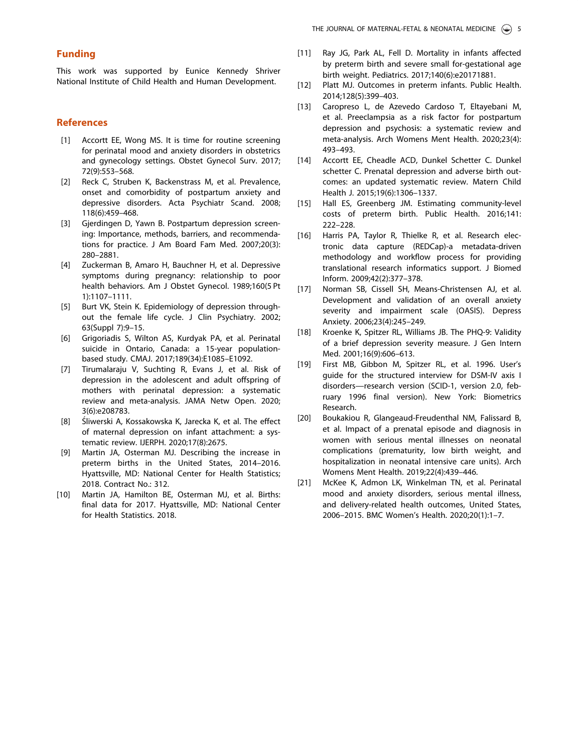## Funding

This work was supported by Eunice Kennedy Shriver National Institute of Child Health and Human Development.

## References

[1] Accortt EE, Wong MS. It is time for routine screening for perinatal mood and anxiety disorders in obstetrics and gynecology settings. Obstet Gynecol Surv. 2017; 72(9):553–568.

[2] Reck C, Struben K, Backenstrass M, et al. Prevalence, onset and comorbidity of postpartum anxiety and depressive disorders. Acta Psychiatr Scand. 2008; 118(6):459–468.

[3] Gjerdingen D, Yawn B. Postpartum depression screening: Importance, methods, barriers, and recommendations for practice. J Am Board Fam Med. 2007;20(3): 280–2881.

[4] Zuckerman B, Amaro H, Bauchner H, et al. Depressive symptoms during pregnancy: relationship to poor health behaviors. Am J Obstet Gynecol. 1989;160(5 Pt 1):1107–1111.

[5] Burt VK, Stein K. Epidemiology of depression throughout the female life cycle. J Clin Psychiatry. 2002; 63(Suppl 7):9–15.

[6] Grigoriadis S, Wilton AS, Kurdyak PA, et al. Perinatal suicide in Ontario, Canada: a 15-year population-based study. CMAJ. 2017;189(34):E1085–E1092.

[7] Tirumalaraju V, Suchting R, Evans J, et al. Risk of depression in the adolescent and adult offspring of mothers with perinatal depression: a systematic review and meta-analysis. JAMA Netw Open. 2020; 3(6):e208783.

[8] Śliwerski A, Kossakowska K, Jarecka K, et al. The effect of maternal depression on infant attachment: a systematic review. IJERPH. 2020;17(8):2675.

[9] Martin JA, Osterman MJ. Describing the increase in preterm births in the United States, 2014–2016. Hyattsville, MD: National Center for Health Statistics; 2018. Contract No.: 312.

[10] Martin JA, Hamilton BE, Osterman MJ, et al. Births: final data for 2017. Hyattsville, MD: National Center for Health Statistics. 2018.

[11] Ray JG, Park AL, Fell D. Mortality in infants affected by preterm birth and severe small for-gestational age birth weight. Pediatrics. 2017;140(6):e20171881.

[12] Platt MJ. Outcomes in preterm infants. Public Health. 2014;128(5):399–403.

[13] Caropreso L, de Azevedo Cardoso T, Eltayebani M, et al. Preeclampsia as a risk factor for postpartum depression and psychosis: a systematic review and meta-analysis. Arch Womens Ment Health. 2020;23(4): 493–493.

[14] Accortt EE, Cheadle ACD, Dunkel Schetter C. Dunkel schetter C. Prenatal depression and adverse birth outcomes: an updated systematic review. Matern Child Health J. 2015;19(6):1306–1337.

[15] Hall ES, Greenberg JM. Estimating community-level costs of preterm birth. Public Health. 2016;141: 222–228.

[16] Harris PA, Taylor R, Thielke R, et al. Research electronic data capture (REDCap)-a metadata-driven methodology and workflow process for providing translational research informatics support. J Biomed Inform. 2009;42(2):377–378.

[17] Norman SB, Cissell SH, Means-Christensen AJ, et al. Development and validation of an overall anxiety severity and impairment scale (OASIS). Depress Anxiety. 2006;23(4):245–249.

[18] Kroenke K, Spitzer RL, Williams JB. The PHQ-9: Validity of a brief depression severity measure. J Gen Intern Med. 2001;16(9):606–613.

[19] First MB, Gibbon M, Spitzer RL, et al. 1996. User's guide for the structured interview for DSM-IV axis I disorders—research version (SCID-1, version 2.0, february 1996 final version). New York: Biometrics Research.

[20] Boukakiou R, Glangeaud-Freudenthal NM, Falissard B, et al. Impact of a prenatal episode and diagnosis in women with serious mental illnesses on neonatal complications (prematurity, low birth weight, and hospitalization in neonatal intensive care units). Arch Womens Ment Health. 2019;22(4):439–446.

[21] McKee K, Admon LK, Winkelman TN, et al. Perinatal mood and anxiety disorders, serious mental illness, and delivery-related health outcomes, United States, 2006–2015. BMC Women's Health. 2020;20(1):1–7.